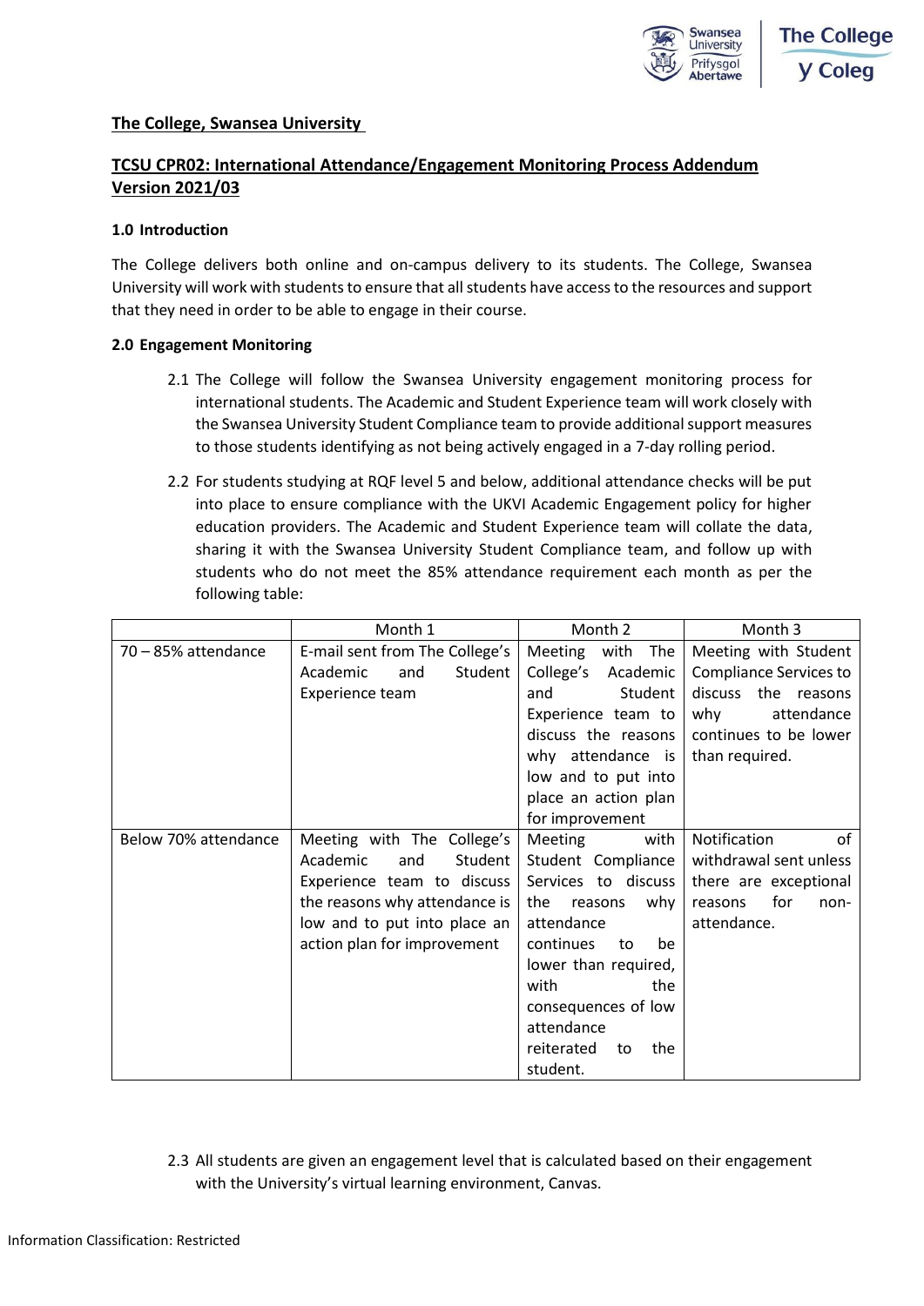**The College, Swansea University**

**TCSU CPR02: International Attendance/Engagement Monitoring Process Addendum Version 2021/03**

## 1.0 Introduction

The College delivers both online and on-campus delivery to its students. The College, Swansea University will work with students to ensure that all students have access to the resources and support that they need in order to be able to engage in their course.

## 2.0 Engagement Monitoring

2.1 The College will follow the Swansea University engagement monitoring process for international students. The Academic and Student Experience team will work closely with the Swansea University Student Compliance team to provide additional support measures to those students identifying as not being actively engaged in a 7-day rolling period.

2.2 For students studying at RQF level 5 and below, additional attendance checks will be put into place to ensure compliance with the UKVI Academic Engagement policy for higher education providers. The Academic and Student Experience team will collate the data, sharing it with the Swansea University Student Compliance team, and follow up with students who do not meet the 85% attendance requirement each month as per the following table:

| | Month 1 | Month 2 | Month 3 |
|---|---|---|---|
| 70 – 85% attendance | E-mail sent from The College's Academic and Student Experience team | Meeting with The College's Academic and Student Experience team to discuss the reasons why attendance is low and to put into place an action plan for improvement | Meeting with Student Compliance Services to discuss the reasons why attendance continues to be lower than required. |
| Below 70% attendance | Meeting with The College's Academic and Student Experience team to discuss the reasons why attendance is low and to put into place an action plan for improvement | Meeting with Student Compliance Services to discuss the reasons why attendance continues to be lower than required, with the consequences of low attendance reiterated to the student. | Notification of withdrawal sent unless there are exceptional reasons for non-attendance. |

2.3 All students are given an engagement level that is calculated based on their engagement with the University's virtual learning environment, Canvas.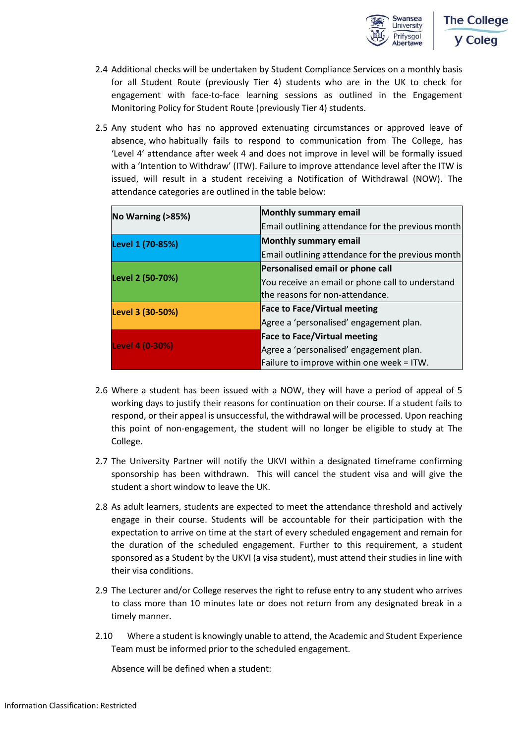2.4 Additional checks will be undertaken by Student Compliance Services on a monthly basis for all Student Route (previously Tier 4) students who are in the UK to check for engagement with face-to-face learning sessions as outlined in the Engagement Monitoring Policy for Student Route (previously Tier 4) students.

2.5 Any student who has no approved extenuating circumstances or approved leave of absence, who habitually fails to respond to communication from The College, has 'Level 4' attendance after week 4 and does not improve in level will be formally issued with a 'Intention to Withdraw' (ITW). Failure to improve attendance level after the ITW is issued, will result in a student receiving a Notification of Withdrawal (NOW). The attendance categories are outlined in the table below:

| **No Warning (>85%)** | **Monthly summary email**<br>Email outlining attendance for the previous month |
|---|---|
| **Level 1 (70-85%)** | **Monthly summary email**<br>Email outlining attendance for the previous month |
| **Level 2 (50-70%)** | **Personalised email or phone call**<br>You receive an email or phone call to understand the reasons for non-attendance. |
| **Level 3 (30-50%)** | **Face to Face/Virtual meeting**<br>Agree a 'personalised' engagement plan. |
| **Level 4 (0-30%)** | **Face to Face/Virtual meeting**<br>Agree a 'personalised' engagement plan.<br>Failure to improve within one week = ITW. |

2.6 Where a student has been issued with a NOW, they will have a period of appeal of 5 working days to justify their reasons for continuation on their course. If a student fails to respond, or their appeal is unsuccessful, the withdrawal will be processed. Upon reaching this point of non-engagement, the student will no longer be eligible to study at The College.

2.7 The University Partner will notify the UKVI within a designated timeframe confirming sponsorship has been withdrawn. This will cancel the student visa and will give the student a short window to leave the UK.

2.8 As adult learners, students are expected to meet the attendance threshold and actively engage in their course. Students will be accountable for their participation with the expectation to arrive on time at the start of every scheduled engagement and remain for the duration of the scheduled engagement. Further to this requirement, a student sponsored as a Student by the UKVI (a visa student), must attend their studies in line with their visa conditions.

2.9 The Lecturer and/or College reserves the right to refuse entry to any student who arrives to class more than 10 minutes late or does not return from any designated break in a timely manner.

2.10 Where a student is knowingly unable to attend, the Academic and Student Experience Team must be informed prior to the scheduled engagement.

Absence will be defined when a student: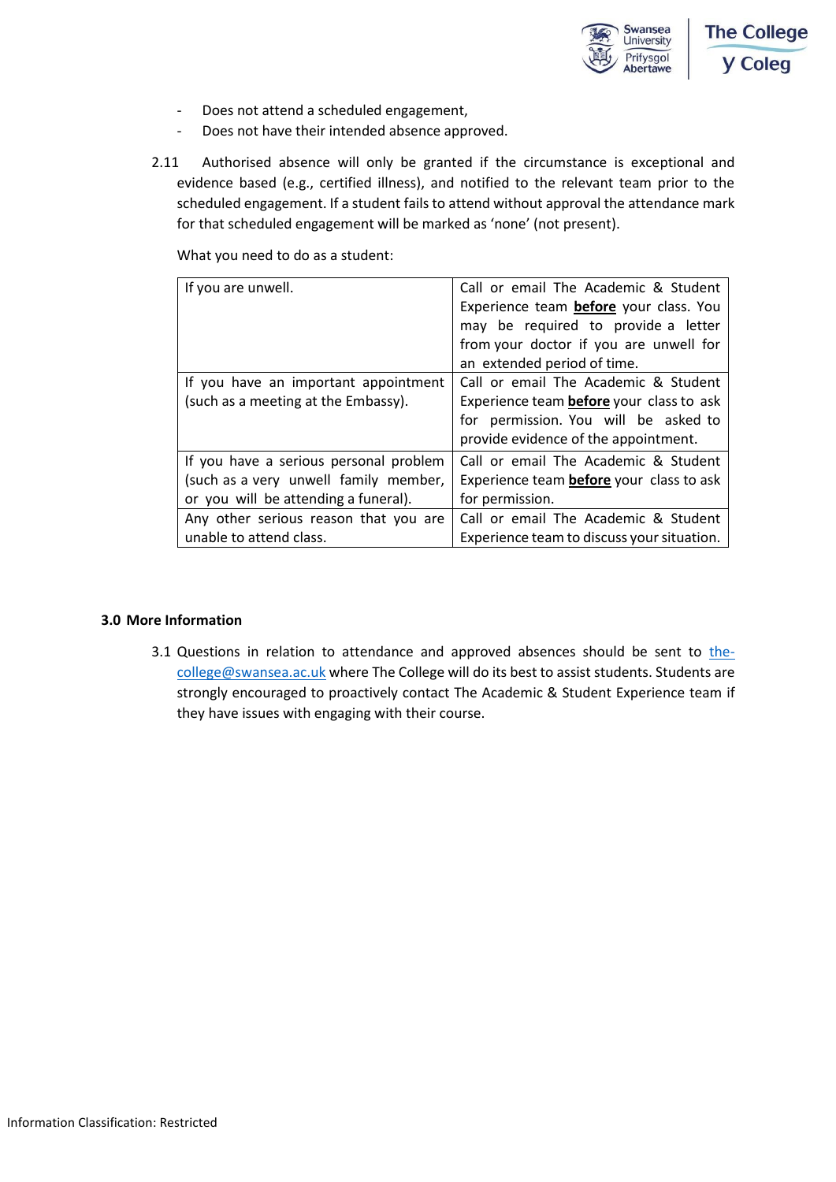- Does not attend a scheduled engagement,
- Does not have their intended absence approved.

2.11 Authorised absence will only be granted if the circumstance is exceptional and evidence based (e.g., certified illness), and notified to the relevant team prior to the scheduled engagement. If a student fails to attend without approval the attendance mark for that scheduled engagement will be marked as 'none' (not present).

What you need to do as a student:

| | |
|---|---|
| If you are unwell. | Call or email The Academic & Student Experience team **before** your class. You may be required to provide a letter from your doctor if you are unwell for an extended period of time. |
| If you have an important appointment (such as a meeting at the Embassy). | Call or email The Academic & Student Experience team **before** your class to ask for permission. You will be asked to provide evidence of the appointment. |
| If you have a serious personal problem (such as a very unwell family member, or you will be attending a funeral). | Call or email The Academic & Student Experience team **before** your class to ask for permission. |
| Any other serious reason that you are unable to attend class. | Call or email The Academic & Student Experience team to discuss your situation. |

## 3.0 More Information

3.1 Questions in relation to attendance and approved absences should be sent to the-college@swansea.ac.uk where The College will do its best to assist students. Students are strongly encouraged to proactively contact The Academic & Student Experience team if they have issues with engaging with their course.

Information Classification: Restricted